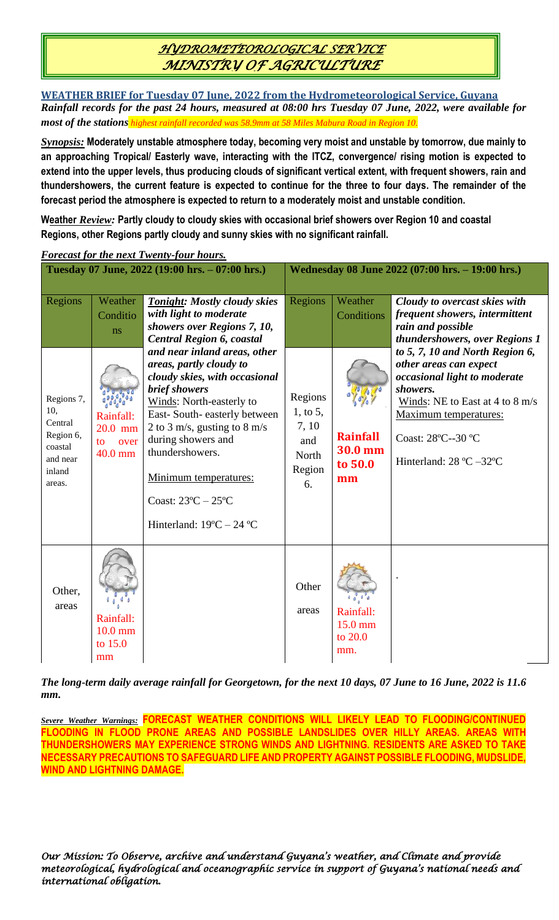# *HYDROMETEOROLOGICAL SERVICE*
# *MINISTRY OF AGRICULTURE*

**WEATHER BRIEF for Tuesday 07 June, 2022 from the Hydrometeorological Service, Guyana**

***Rainfall records for the past 24 hours, measured at 08:00 hrs Tuesday 07 June, 2022, were available for most of the stations*** *highest rainfall recorded was 58.9mm at 58 Miles Mabura Road in Region 10.*

***Synopsis:*** **Moderately unstable atmosphere today, becoming very moist and unstable by tomorrow, due mainly to an approaching Tropical/ Easterly wave, interacting with the ITCZ, convergence/ rising motion is expected to extend into the upper levels, thus producing clouds of significant vertical extent, with frequent showers, rain and thundershowers, the current feature is expected to continue for the three to four days. The remainder of the forecast period the atmosphere is expected to return to a moderately moist and unstable condition.**

**W*eather Review:* Partly cloudy to cloudy skies with occasional brief showers over Region 10 and coastal Regions, other Regions partly cloudy and sunny skies with no significant rainfall.**

***Forecast for the next Twenty-four hours.***

| **Tuesday 07 June, 2022 (19:00 hrs. – 07:00 hrs.)** | | | **Wednesday 08 June 2022 (07:00 hrs. – 19:00 hrs.)** | | |
|---|---|---|---|---|---|
| Regions | Weather Conditions | ***Tonight:* *Mostly cloudy skies with light to moderate showers over Regions 7, 10, Central Region 6, coastal and near inland areas, other areas, partly cloudy to cloudy skies, with occasional brief showers*** <br> Winds: North-easterly to East- South- easterly between 2 to 3 m/s, gusting to 8 m/s during showers and thundershowers. <br> Minimum temperatures: <br> Coast: 23ºC – 25ºC <br> Hinterland: 19ºC – 24 ºC | Regions | Weather Conditions | ***Cloudy to overcast skies with frequent showers, intermittent rain and possible thundershowers, over Regions 1 to 5, 7, 10 and North Region 6, other areas can expect occasional light to moderate showers.*** <br> Winds: NE to East at 4 to 8 m/s <br> Maximum temperatures: <br> Coast: 28ºC--30 ºC <br> Hinterland: 28 ºC –32ºC |
| Regions 7, 10, Central Region 6, coastal and near inland areas. | Rainfall: 20.0 mm to over 40.0 mm | | Regions 1, to 5, 7, 10 and North Region 6. | **Rainfall 30.0 mm to 50.0 mm** | |
| Other, areas | Rainfall: 10.0 mm to 15.0 mm | | Other areas | Rainfall: 15.0 mm to 20.0 mm. | . |

***The long-term daily average rainfall for Georgetown, for the next 10 days, 07 June to 16 June, 2022 is 11.6 mm.***

***Severe Weather Warnings:*** **FORECAST WEATHER CONDITIONS WILL LIKELY LEAD TO FLOODING/CONTINUED FLOODING IN FLOOD PRONE AREAS AND POSSIBLE LANDSLIDES OVER HILLY AREAS. AREAS WITH THUNDERSHOWERS MAY EXPERIENCE STRONG WINDS AND LIGHTNING. RESIDENTS ARE ASKED TO TAKE NECESSARY PRECAUTIONS TO SAFEGUARD LIFE AND PROPERTY AGAINST POSSIBLE FLOODING, MUDSLIDE, WIND AND LIGHTNING DAMAGE.**

*Our Mission: To Observe, archive and understand Guyana's weather, and Climate and provide meteorological, hydrological and oceanographic service in support of Guyana's national needs and international obligation.*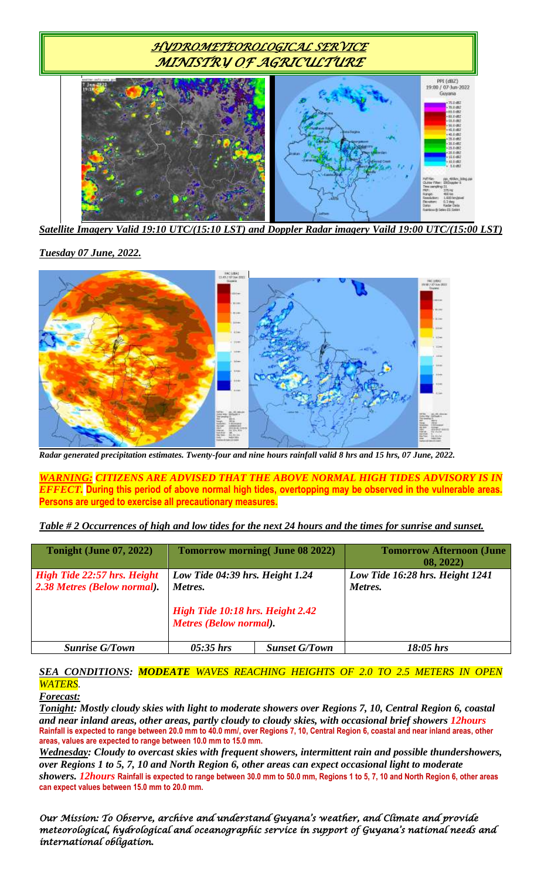# *HYDROMETEOROLOGICAL SERVICE*
# *MINISTRY OF AGRICULTURE*

***Satellite Imagery Valid 19:10 UTC/(15:10 LST) and Doppler Radar imagery Vaild 19:00 UTC/(15:00 LST)***

***Tuesday 07 June, 2022.***

***Radar generated precipitation estimates. Twenty-four and nine hours rainfall valid 8 hrs and 15 hrs, 07 June, 2022.***

***WARNING: CITIZENS ARE ADVISED THAT THE ABOVE NORMAL HIGH TIDES ADVISORY IS IN EFFECT.*** **During this period of above normal high tides, overtopping may be observed in the vulnerable areas. Persons are urged to exercise all precautionary measures.**

***Table # 2 Occurrences of high and low tides for the next 24 hours and the times for sunrise and sunset.***

| **Tonight (June 07, 2022)** | **Tomorrow morning( June 08 2022)** | | **Tomorrow Afternoon (June 08, 2022)** |
|---|---|---|---|
| ***High Tide 22:57 hrs. Height 2.38 Metres (Below normal).*** | ***Low Tide 04:39 hrs. Height 1.24 Metres.*** ***High Tide 10:18 hrs. Height 2.42 Metres (Below normal).*** | | ***Low Tide 16:28 hrs. Height 1241 Metres.*** |
| ***Sunrise G/Town*** | ***05:35 hrs*** | ***Sunset G/Town*** | ***18:05 hrs*** |

***SEA CONDITIONS: MODEATE WAVES REACHING HEIGHTS OF 2.0 TO 2.5 METERS IN OPEN WATERS.***

***Forecast:***

***Tonight: Mostly cloudy skies with light to moderate showers over Regions 7, 10, Central Region 6, coastal and near inland areas, other areas, partly cloudy to cloudy skies, with occasional brief showers 12hours*** **Rainfall is expected to range between 20.0 mm to 40.0 mm/, over Regions 7, 10, Central Region 6, coastal and near inland areas, other areas, values are expected to range between 10.0 mm to 15.0 mm.**

***Wednesday: Cloudy to overcast skies with frequent showers, intermittent rain and possible thundershowers, over Regions 1 to 5, 7, 10 and North Region 6, other areas can expect occasional light to moderate showers. 12hours*** **Rainfall is expected to range between 30.0 mm to 50.0 mm, Regions 1 to 5, 7, 10 and North Region 6, other areas can expect values between 15.0 mm to 20.0 mm.**

*Our Mission: To Observe, archive and understand Guyana's weather, and Climate and provide meteorological, hydrological and oceanographic service in support of Guyana's national needs and international obligation.*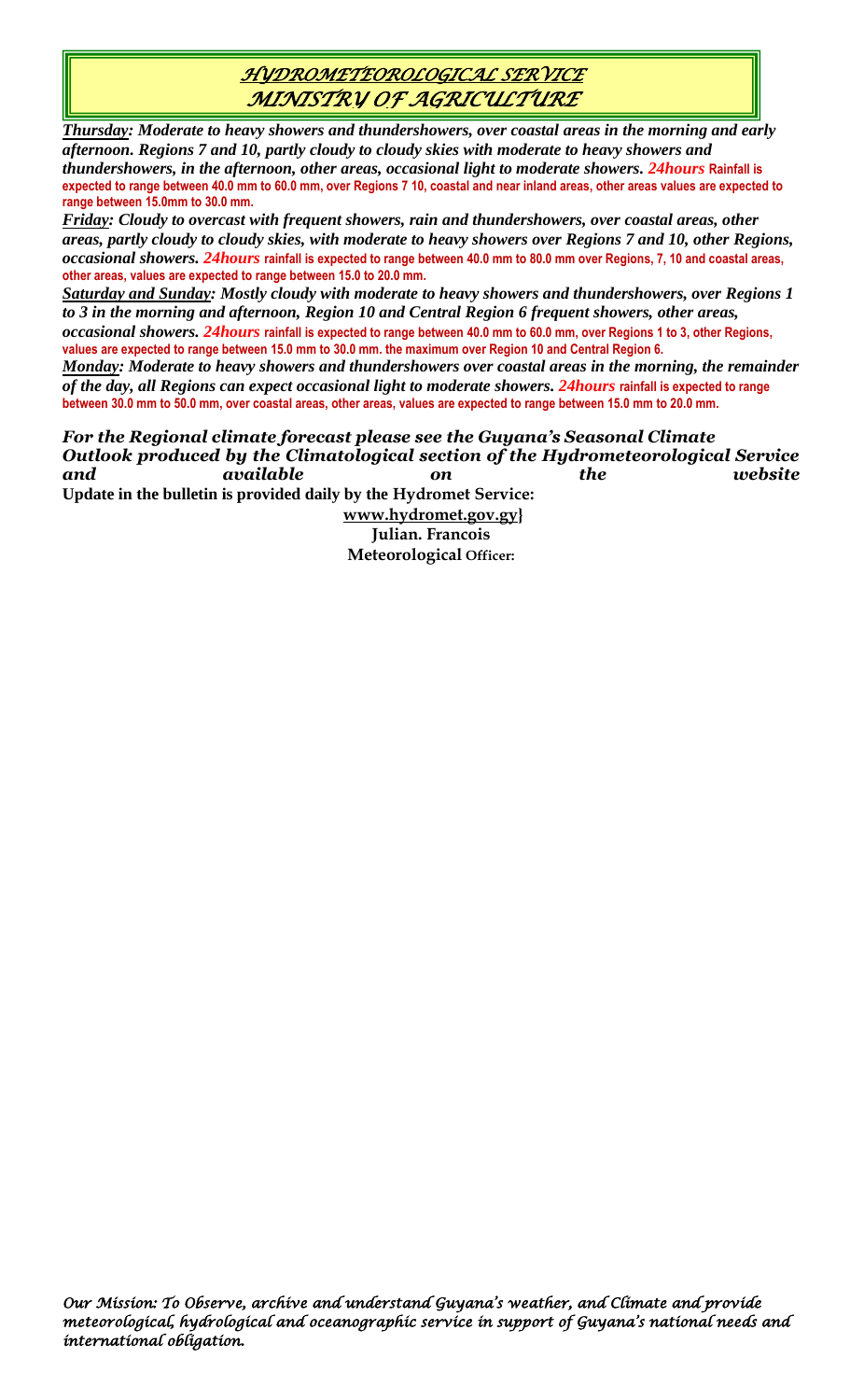# *HYDROMETEOROLOGICAL SERVICE*
# *MINISTRY OF AGRICULTURE*

***Thursday**: Moderate to heavy showers and thundershowers, over coastal areas in the morning and early afternoon. Regions 7 and 10, partly cloudy to cloudy skies with moderate to heavy showers and thundershowers, in the afternoon, other areas, occasional light to moderate showers.* ***24hours*** **Rainfall is expected to range between 40.0 mm to 60.0 mm, over Regions 7 10, coastal and near inland areas, other areas values are expected to range between 15.0mm to 30.0 mm.**

***Friday**: Cloudy to overcast with frequent showers, rain and thundershowers, over coastal areas, other areas, partly cloudy to cloudy skies, with moderate to heavy showers over Regions 7 and 10, other Regions, occasional showers.* ***24hours*** **rainfall is expected to range between 40.0 mm to 80.0 mm over Regions, 7, 10 and coastal areas, other areas, values are expected to range between 15.0 to 20.0 mm.**

***Saturday and Sunday**: Mostly cloudy with moderate to heavy showers and thundershowers, over Regions 1 to 3 in the morning and afternoon, Region 10 and Central Region 6 frequent showers, other areas, occasional showers.* ***24hours*** **rainfall is expected to range between 40.0 mm to 60.0 mm, over Regions 1 to 3, other Regions, values are expected to range between 15.0 mm to 30.0 mm. the maximum over Region 10 and Central Region 6.**

***Monday**: Moderate to heavy showers and thundershowers over coastal areas in the morning, the remainder of the day, all Regions can expect occasional light to moderate showers.* ***24hours*** **rainfall is expected to range between 30.0 mm to 50.0 mm, over coastal areas, other areas, values are expected to range between 15.0 mm to 20.0 mm.**

***For the Regional climate forecast please see the Guyana's Seasonal Climate Outlook produced by the Climatological section of the Hydrometeorological Service and available on the website***

**Update in the bulletin is provided daily by the Hydromet Service:**

**www.hydromet.gov.gy}**

**Julian. Francois**

**Meteorological Officer:**

*Our Mission: To Observe, archive and understand Guyana's weather, and Climate and provide meteorological, hydrological and oceanographic service in support of Guyana's national needs and international obligation.*